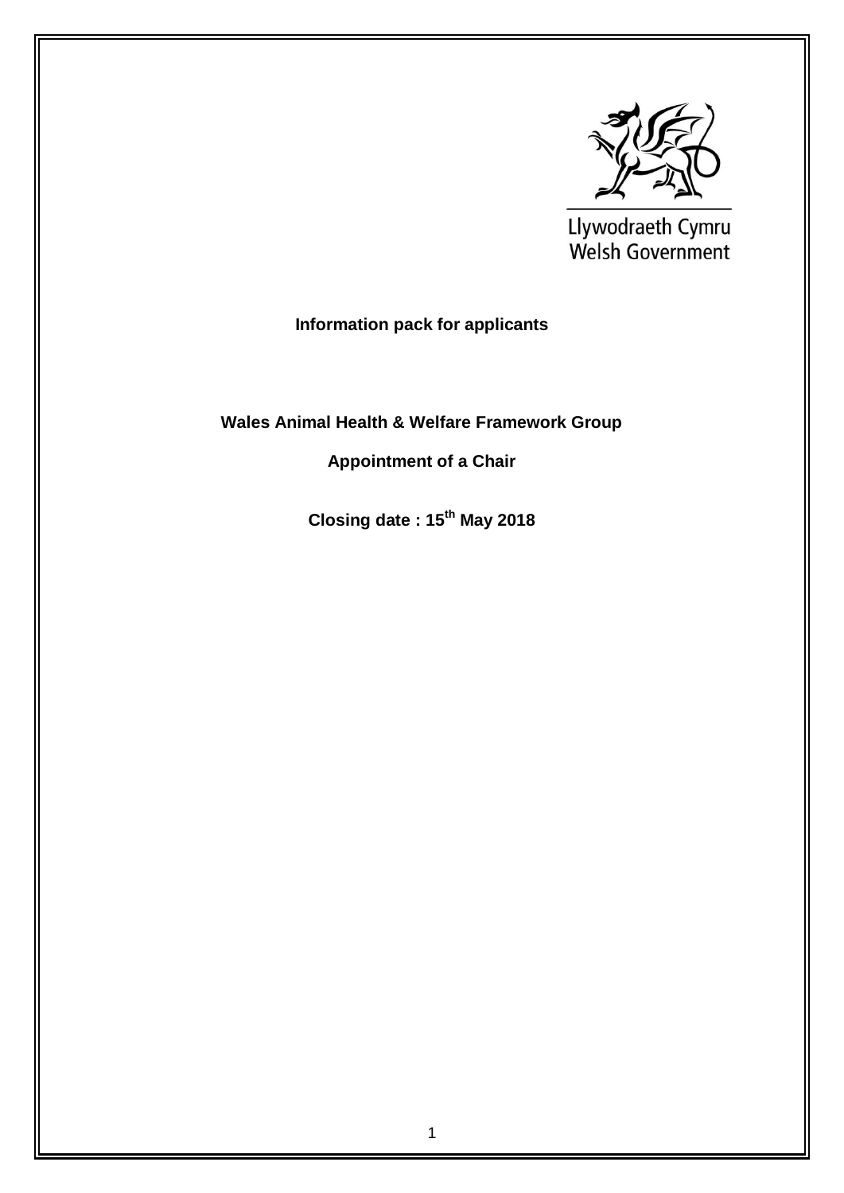Llywodraeth Cymru
Welsh Government

**Information pack for applicants**

# Wales Animal Health & Welfare Framework Group

## Appointment of a Chair

**Closing date : 15th May 2018**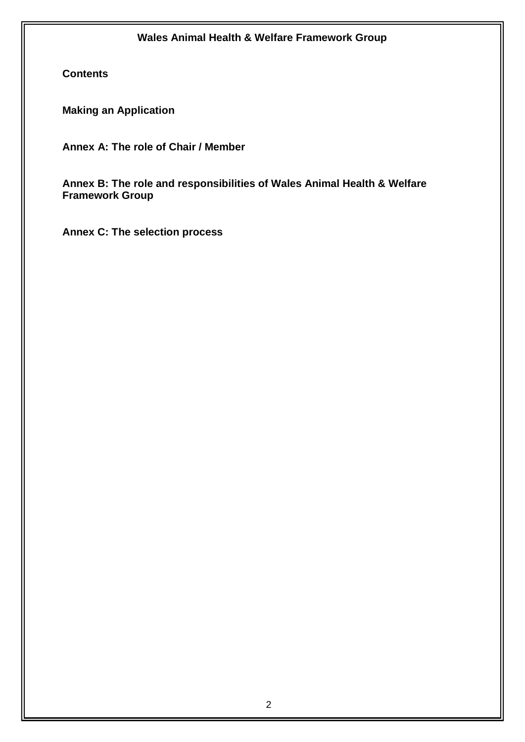## Contents

**Making an Application**

**Annex A: The role of Chair / Member**

**Annex B: The role and responsibilities of Wales Animal Health & Welfare Framework Group**

**Annex C: The selection process**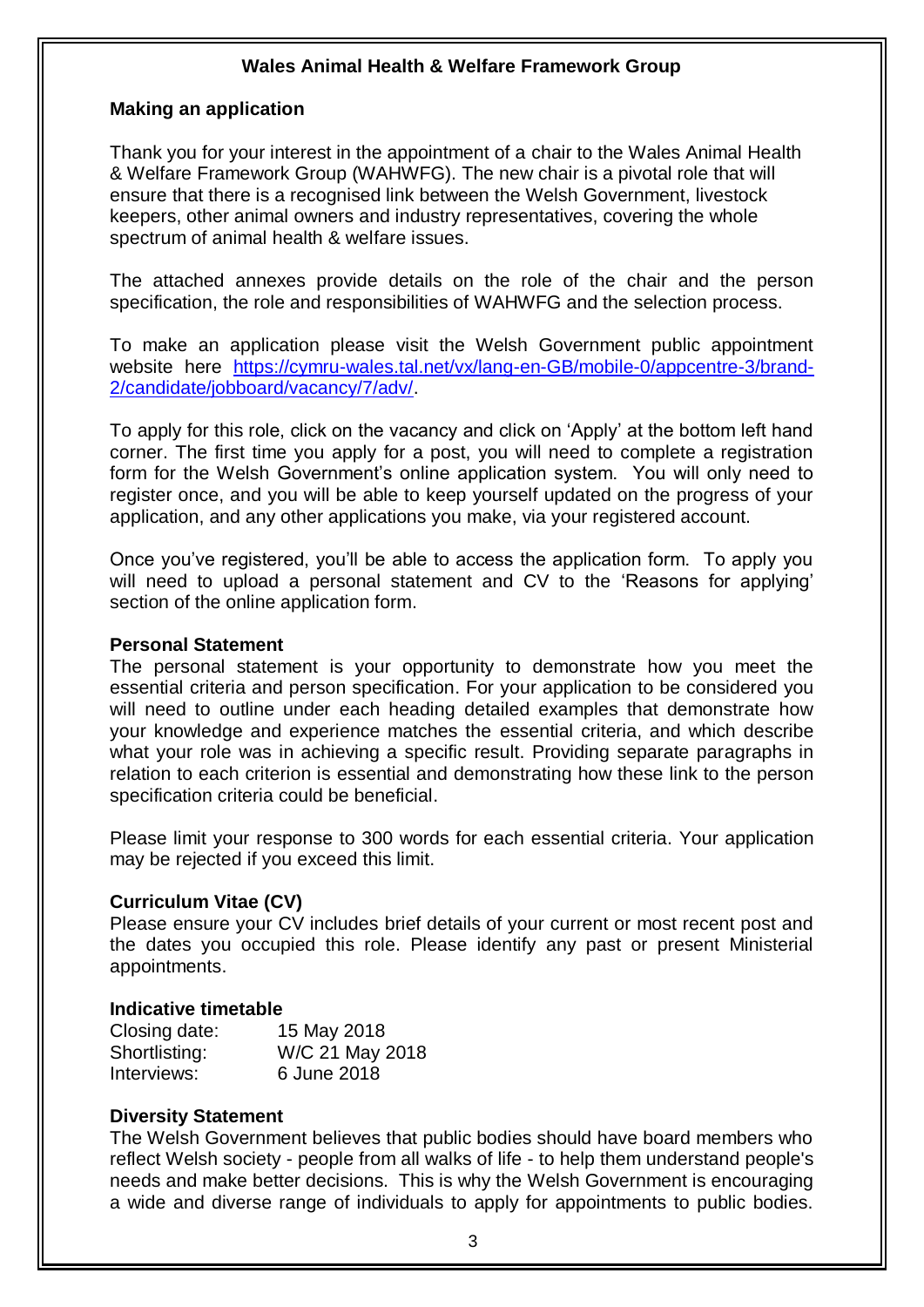## Wales Animal Health & Welfare Framework Group

### Making an application

Thank you for your interest in the appointment of a chair to the Wales Animal Health & Welfare Framework Group (WAHWFG). The new chair is a pivotal role that will ensure that there is a recognised link between the Welsh Government, livestock keepers, other animal owners and industry representatives, covering the whole spectrum of animal health & welfare issues.

The attached annexes provide details on the role of the chair and the person specification, the role and responsibilities of WAHWFG and the selection process.

To make an application please visit the Welsh Government public appointment website here [https://cymru-wales.tal.net/vx/lang-en-GB/mobile-0/appcentre-3/brand-2/candidate/jobboard/vacancy/7/adv/](https://cymru-wales.tal.net/vx/lang-en-GB/mobile-0/appcentre-3/brand-2/candidate/jobboard/vacancy/7/adv/).

To apply for this role, click on the vacancy and click on 'Apply' at the bottom left hand corner. The first time you apply for a post, you will need to complete a registration form for the Welsh Government's online application system. You will only need to register once, and you will be able to keep yourself updated on the progress of your application, and any other applications you make, via your registered account.

Once you've registered, you'll be able to access the application form. To apply you will need to upload a personal statement and CV to the 'Reasons for applying' section of the online application form.

**Personal Statement**

The personal statement is your opportunity to demonstrate how you meet the essential criteria and person specification. For your application to be considered you will need to outline under each heading detailed examples that demonstrate how your knowledge and experience matches the essential criteria, and which describe what your role was in achieving a specific result. Providing separate paragraphs in relation to each criterion is essential and demonstrating how these link to the person specification criteria could be beneficial.

Please limit your response to 300 words for each essential criteria. Your application may be rejected if you exceed this limit.

**Curriculum Vitae (CV)**

Please ensure your CV includes brief details of your current or most recent post and the dates you occupied this role. Please identify any past or present Ministerial appointments.

**Indicative timetable**

| | |
|---|---|
| Closing date: | 15 May 2018 |
| Shortlisting: | W/C 21 May 2018 |
| Interviews: | 6 June 2018 |

**Diversity Statement**

The Welsh Government believes that public bodies should have board members who reflect Welsh society - people from all walks of life - to help them understand people's needs and make better decisions. This is why the Welsh Government is encouraging a wide and diverse range of individuals to apply for appointments to public bodies.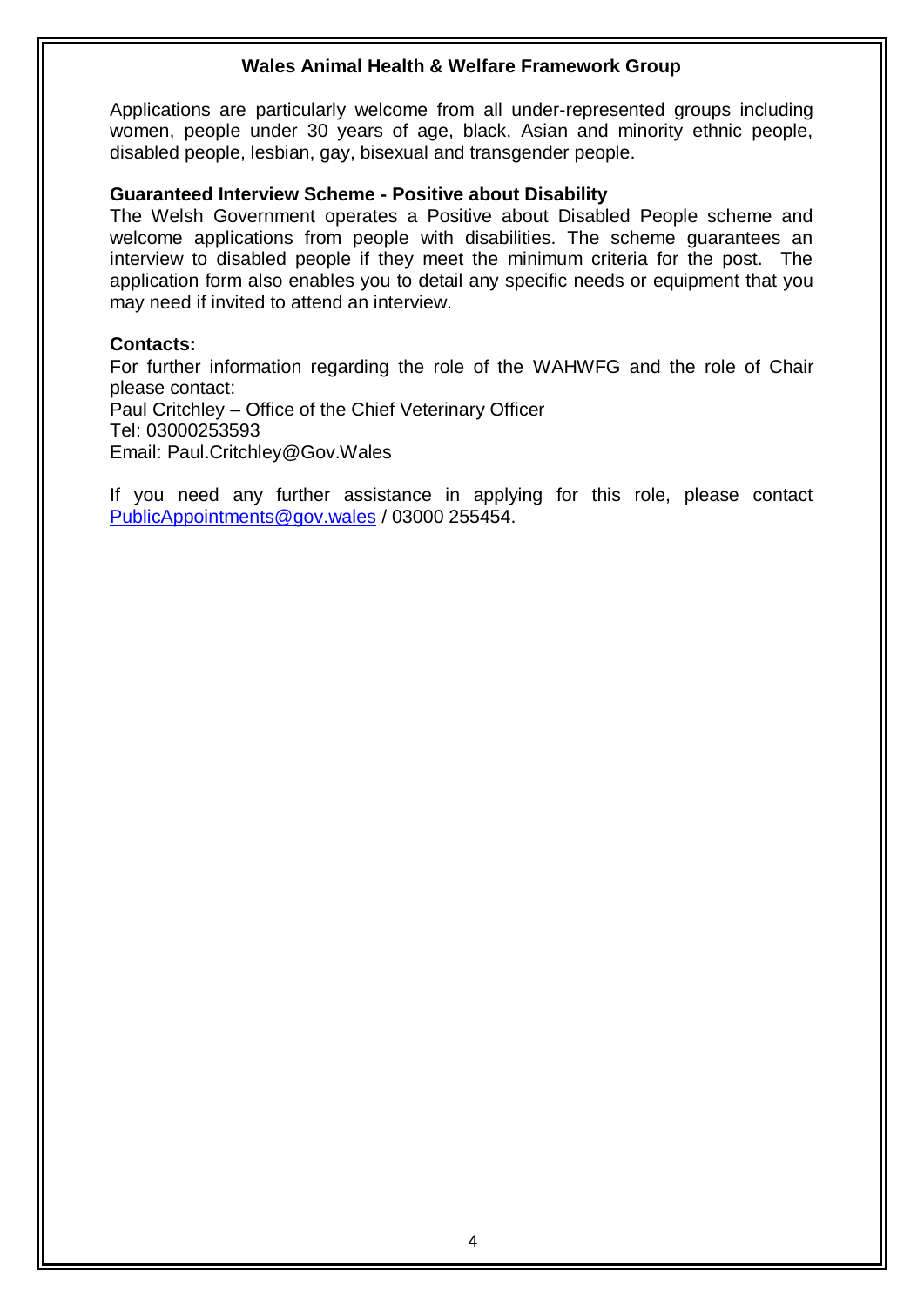**Wales Animal Health & Welfare Framework Group**

Applications are particularly welcome from all under-represented groups including women, people under 30 years of age, black, Asian and minority ethnic people, disabled people, lesbian, gay, bisexual and transgender people.

**Guaranteed Interview Scheme - Positive about Disability**

The Welsh Government operates a Positive about Disabled People scheme and welcome applications from people with disabilities. The scheme guarantees an interview to disabled people if they meet the minimum criteria for the post. The application form also enables you to detail any specific needs or equipment that you may need if invited to attend an interview.

**Contacts:**

For further information regarding the role of the WAHWFG and the role of Chair please contact:
Paul Critchley – Office of the Chief Veterinary Officer
Tel: 03000253593
Email: Paul.Critchley@Gov.Wales

If you need any further assistance in applying for this role, please contact PublicAppointments@gov.wales / 03000 255454.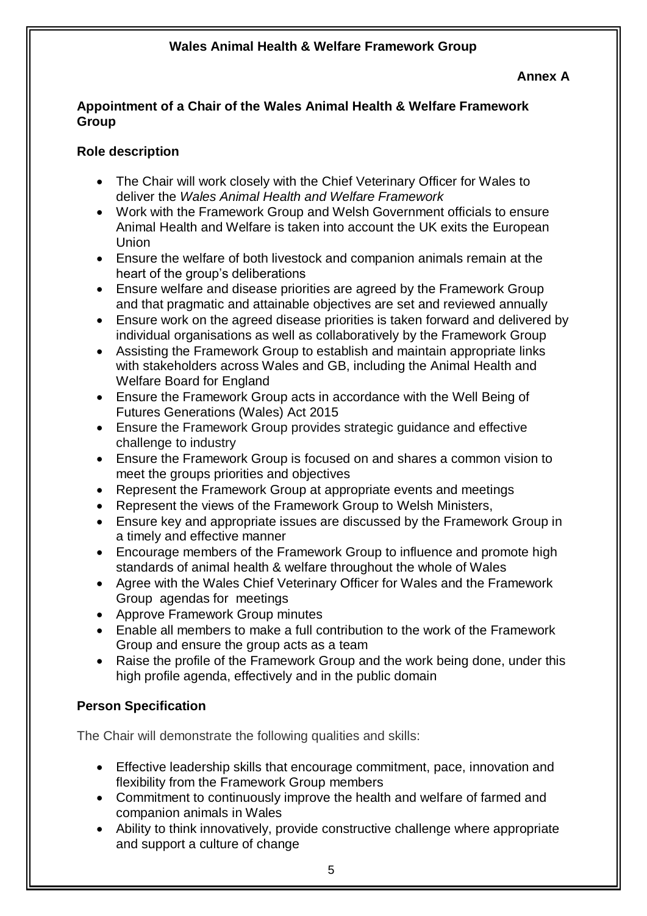**Wales Animal Health & Welfare Framework Group**

**Annex A**

**Appointment of a Chair of the Wales Animal Health & Welfare Framework Group**

**Role description**

- The Chair will work closely with the Chief Veterinary Officer for Wales to deliver the *Wales Animal Health and Welfare Framework*
- Work with the Framework Group and Welsh Government officials to ensure Animal Health and Welfare is taken into account the UK exits the European Union
- Ensure the welfare of both livestock and companion animals remain at the heart of the group's deliberations
- Ensure welfare and disease priorities are agreed by the Framework Group and that pragmatic and attainable objectives are set and reviewed annually
- Ensure work on the agreed disease priorities is taken forward and delivered by individual organisations as well as collaboratively by the Framework Group
- Assisting the Framework Group to establish and maintain appropriate links with stakeholders across Wales and GB, including the Animal Health and Welfare Board for England
- Ensure the Framework Group acts in accordance with the Well Being of Futures Generations (Wales) Act 2015
- Ensure the Framework Group provides strategic guidance and effective challenge to industry
- Ensure the Framework Group is focused on and shares a common vision to meet the groups priorities and objectives
- Represent the Framework Group at appropriate events and meetings
- Represent the views of the Framework Group to Welsh Ministers,
- Ensure key and appropriate issues are discussed by the Framework Group in a timely and effective manner
- Encourage members of the Framework Group to influence and promote high standards of animal health & welfare throughout the whole of Wales
- Agree with the Wales Chief Veterinary Officer for Wales and the Framework Group agendas for meetings
- Approve Framework Group minutes
- Enable all members to make a full contribution to the work of the Framework Group and ensure the group acts as a team
- Raise the profile of the Framework Group and the work being done, under this high profile agenda, effectively and in the public domain

**Person Specification**

The Chair will demonstrate the following qualities and skills:

- Effective leadership skills that encourage commitment, pace, innovation and flexibility from the Framework Group members
- Commitment to continuously improve the health and welfare of farmed and companion animals in Wales
- Ability to think innovatively, provide constructive challenge where appropriate and support a culture of change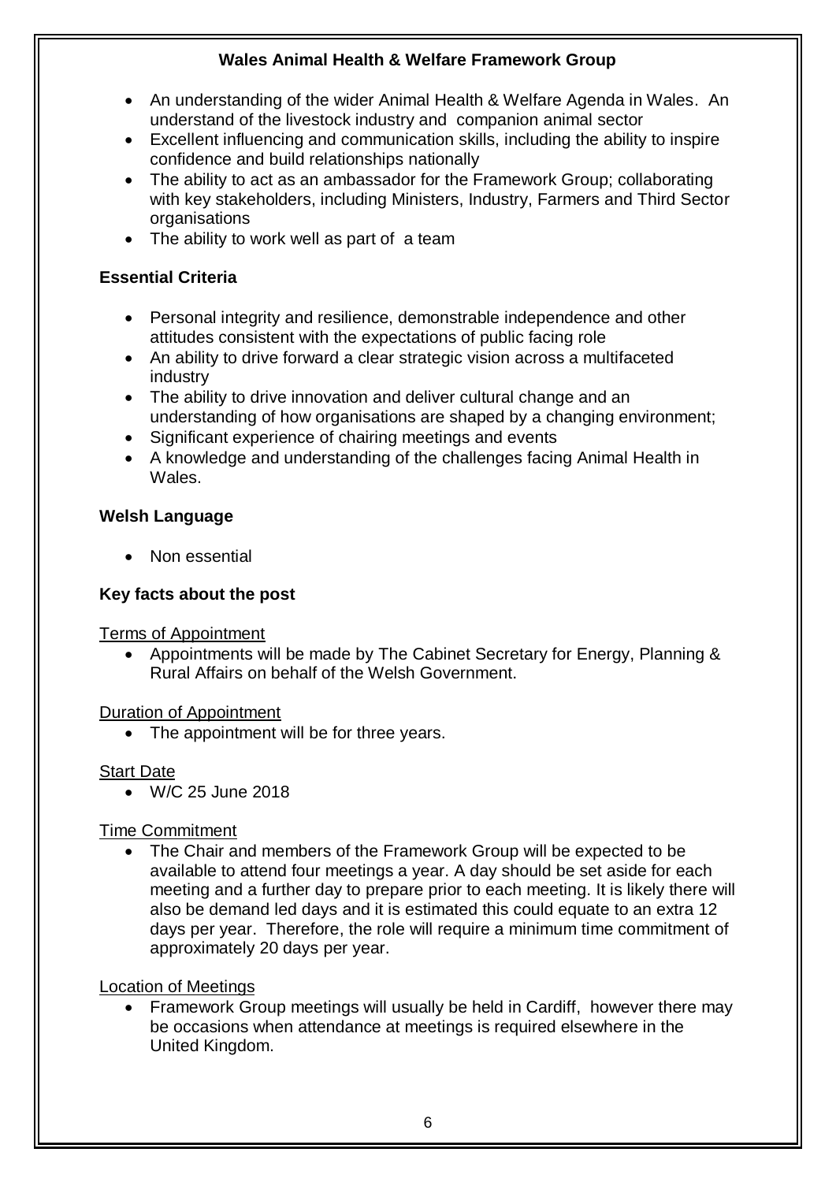**Wales Animal Health & Welfare Framework Group**

- An understanding of the wider Animal Health & Welfare Agenda in Wales. An understand of the livestock industry and companion animal sector
- Excellent influencing and communication skills, including the ability to inspire confidence and build relationships nationally
- The ability to act as an ambassador for the Framework Group; collaborating with key stakeholders, including Ministers, Industry, Farmers and Third Sector organisations
- The ability to work well as part of a team

### Essential Criteria

- Personal integrity and resilience, demonstrable independence and other attitudes consistent with the expectations of public facing role
- An ability to drive forward a clear strategic vision across a multifaceted industry
- The ability to drive innovation and deliver cultural change and an understanding of how organisations are shaped by a changing environment;
- Significant experience of chairing meetings and events
- A knowledge and understanding of the challenges facing Animal Health in Wales.

### Welsh Language

- Non essential

### Key facts about the post

Terms of Appointment

- Appointments will be made by The Cabinet Secretary for Energy, Planning & Rural Affairs on behalf of the Welsh Government.

Duration of Appointment

- The appointment will be for three years.

Start Date

- W/C 25 June 2018

Time Commitment

- The Chair and members of the Framework Group will be expected to be available to attend four meetings a year. A day should be set aside for each meeting and a further day to prepare prior to each meeting. It is likely there will also be demand led days and it is estimated this could equate to an extra 12 days per year. Therefore, the role will require a minimum time commitment of approximately 20 days per year.

Location of Meetings

- Framework Group meetings will usually be held in Cardiff, however there may be occasions when attendance at meetings is required elsewhere in the United Kingdom.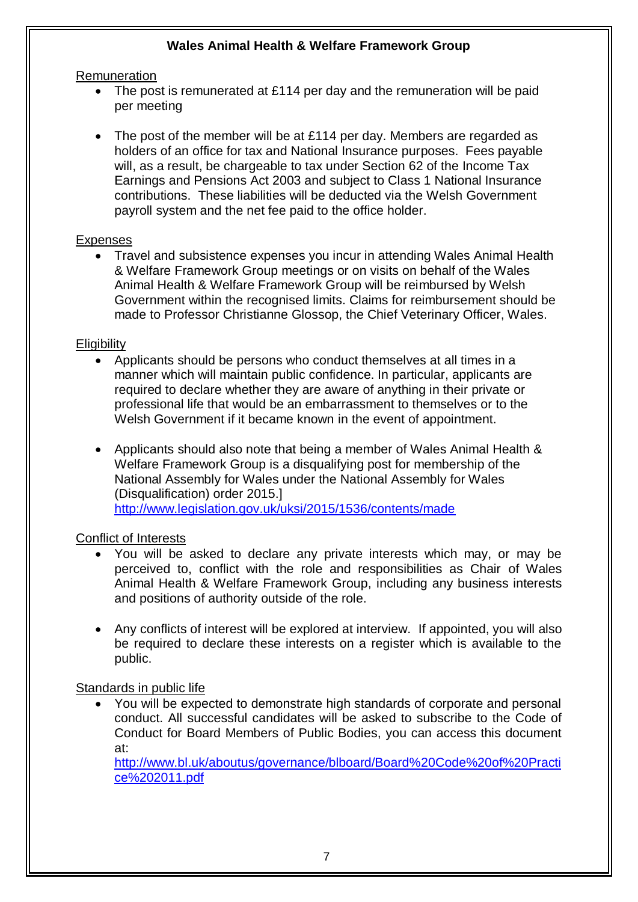**Wales Animal Health & Welfare Framework Group**

Remuneration

- The post is remunerated at £114 per day and the remuneration will be paid per meeting

- The post of the member will be at £114 per day. Members are regarded as holders of an office for tax and National Insurance purposes. Fees payable will, as a result, be chargeable to tax under Section 62 of the Income Tax Earnings and Pensions Act 2003 and subject to Class 1 National Insurance contributions. These liabilities will be deducted via the Welsh Government payroll system and the net fee paid to the office holder.

Expenses

- Travel and subsistence expenses you incur in attending Wales Animal Health & Welfare Framework Group meetings or on visits on behalf of the Wales Animal Health & Welfare Framework Group will be reimbursed by Welsh Government within the recognised limits. Claims for reimbursement should be made to Professor Christianne Glossop, the Chief Veterinary Officer, Wales.

Eligibility

- Applicants should be persons who conduct themselves at all times in a manner which will maintain public confidence. In particular, applicants are required to declare whether they are aware of anything in their private or professional life that would be an embarrassment to themselves or to the Welsh Government if it became known in the event of appointment.

- Applicants should also note that being a member of Wales Animal Health & Welfare Framework Group is a disqualifying post for membership of the National Assembly for Wales under the National Assembly for Wales (Disqualification) order 2015.]
  http://www.legislation.gov.uk/uksi/2015/1536/contents/made

Conflict of Interests

- You will be asked to declare any private interests which may, or may be perceived to, conflict with the role and responsibilities as Chair of Wales Animal Health & Welfare Framework Group, including any business interests and positions of authority outside of the role.

- Any conflicts of interest will be explored at interview. If appointed, you will also be required to declare these interests on a register which is available to the public.

Standards in public life

- You will be expected to demonstrate high standards of corporate and personal conduct. All successful candidates will be asked to subscribe to the Code of Conduct for Board Members of Public Bodies, you can access this document at:
  http://www.bl.uk/aboutus/governance/blboard/Board%20Code%20of%20Practice%202011.pdf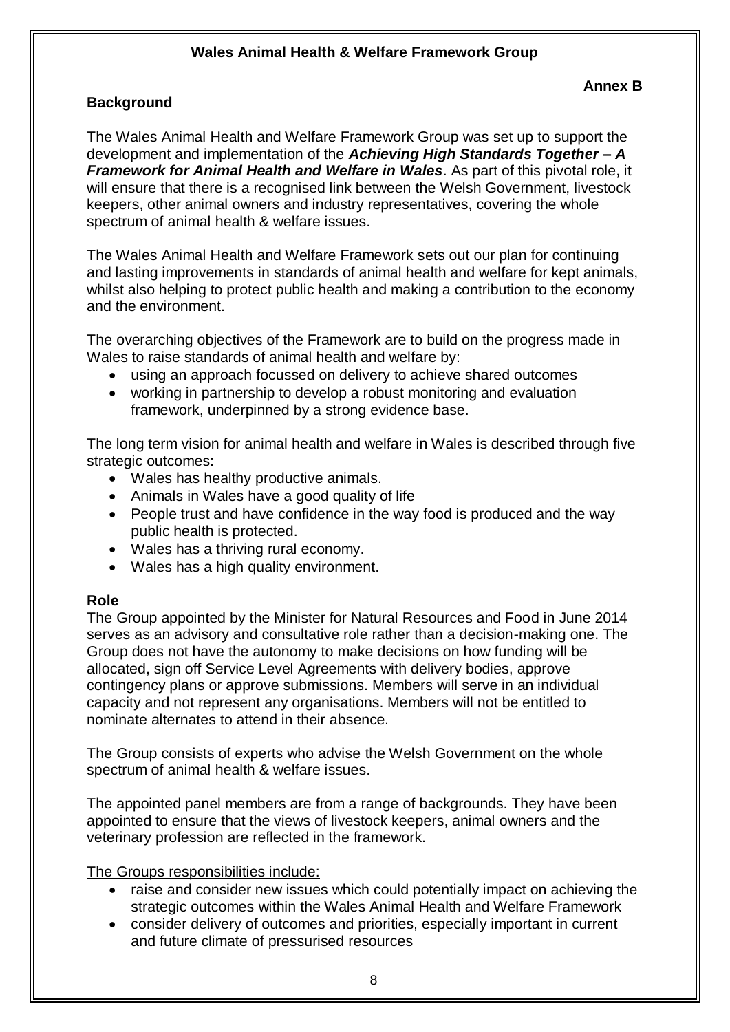## Wales Animal Health & Welfare Framework Group

**Annex B**

### Background

The Wales Animal Health and Welfare Framework Group was set up to support the development and implementation of the ***Achieving High Standards Together – A Framework for Animal Health and Welfare in Wales***. As part of this pivotal role, it will ensure that there is a recognised link between the Welsh Government, livestock keepers, other animal owners and industry representatives, covering the whole spectrum of animal health & welfare issues.

The Wales Animal Health and Welfare Framework sets out our plan for continuing and lasting improvements in standards of animal health and welfare for kept animals, whilst also helping to protect public health and making a contribution to the economy and the environment.

The overarching objectives of the Framework are to build on the progress made in Wales to raise standards of animal health and welfare by:

- using an approach focussed on delivery to achieve shared outcomes
- working in partnership to develop a robust monitoring and evaluation framework, underpinned by a strong evidence base.

The long term vision for animal health and welfare in Wales is described through five strategic outcomes:

- Wales has healthy productive animals.
- Animals in Wales have a good quality of life
- People trust and have confidence in the way food is produced and the way public health is protected.
- Wales has a thriving rural economy.
- Wales has a high quality environment.

### Role

The Group appointed by the Minister for Natural Resources and Food in June 2014 serves as an advisory and consultative role rather than a decision-making one. The Group does not have the autonomy to make decisions on how funding will be allocated, sign off Service Level Agreements with delivery bodies, approve contingency plans or approve submissions. Members will serve in an individual capacity and not represent any organisations. Members will not be entitled to nominate alternates to attend in their absence.

The Group consists of experts who advise the Welsh Government on the whole spectrum of animal health & welfare issues.

The appointed panel members are from a range of backgrounds. They have been appointed to ensure that the views of livestock keepers, animal owners and the veterinary profession are reflected in the framework.

<u>The Groups responsibilities include:</u>

- raise and consider new issues which could potentially impact on achieving the strategic outcomes within the Wales Animal Health and Welfare Framework
- consider delivery of outcomes and priorities, especially important in current and future climate of pressurised resources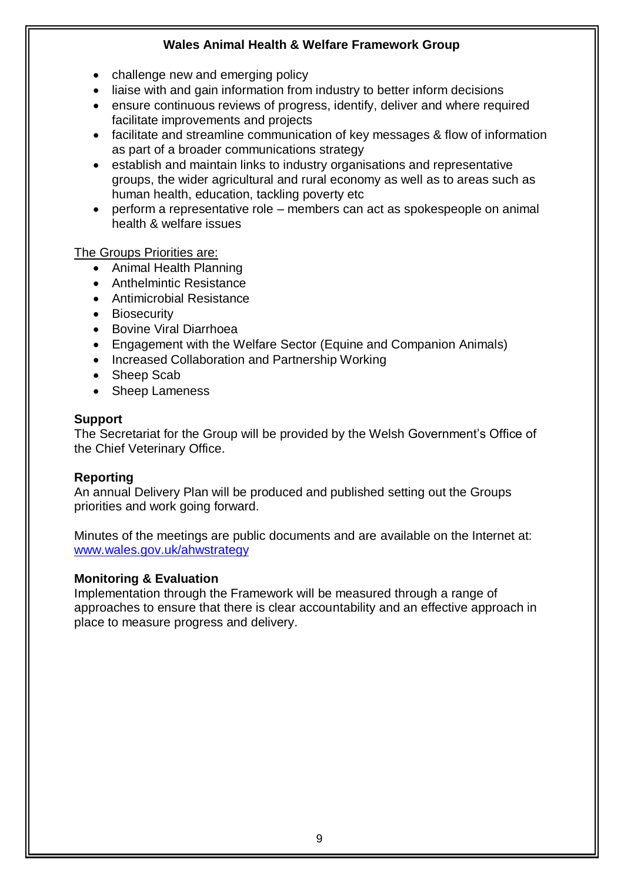- challenge new and emerging policy
- liaise with and gain information from industry to better inform decisions
- ensure continuous reviews of progress, identify, deliver and where required facilitate improvements and projects
- facilitate and streamline communication of key messages & flow of information as part of a broader communications strategy
- establish and maintain links to industry organisations and representative groups, the wider agricultural and rural economy as well as to areas such as human health, education, tackling poverty etc
- perform a representative role – members can act as spokespeople on animal health & welfare issues

<u>The Groups Priorities are:</u>

- Animal Health Planning
- Anthelmintic Resistance
- Antimicrobial Resistance
- Biosecurity
- Bovine Viral Diarrhoea
- Engagement with the Welfare Sector (Equine and Companion Animals)
- Increased Collaboration and Partnership Working
- Sheep Scab
- Sheep Lameness

**Support**

The Secretariat for the Group will be provided by the Welsh Government's Office of the Chief Veterinary Office.

**Reporting**

An annual Delivery Plan will be produced and published setting out the Groups priorities and work going forward.

Minutes of the meetings are public documents and are available on the Internet at: [www.wales.gov.uk/ahwstrategy](http://www.wales.gov.uk/ahwstrategy)

**Monitoring & Evaluation**

Implementation through the Framework will be measured through a range of approaches to ensure that there is clear accountability and an effective approach in place to measure progress and delivery.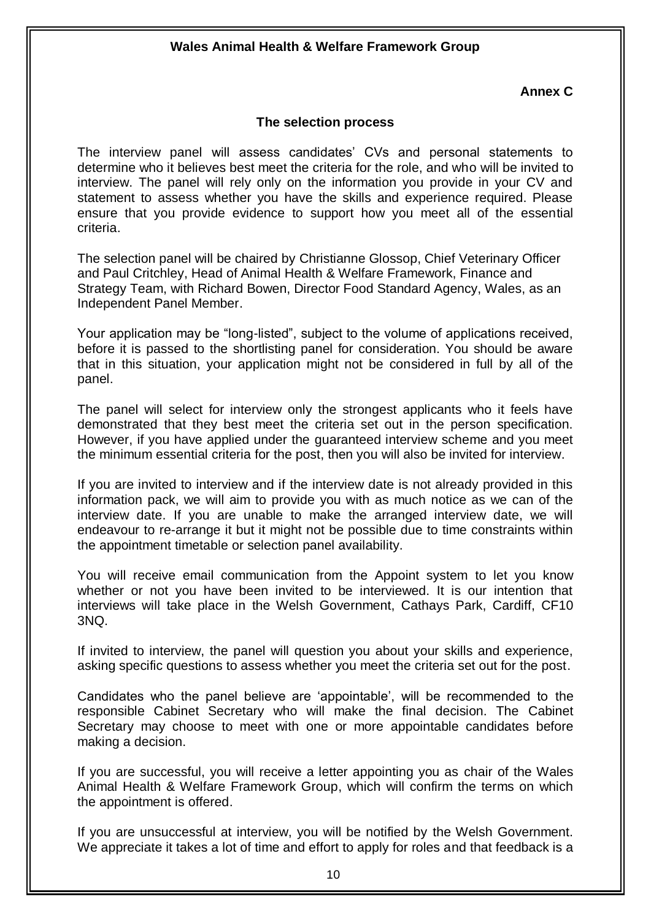**Wales Animal Health & Welfare Framework Group**

**Annex C**

## The selection process

The interview panel will assess candidates' CVs and personal statements to determine who it believes best meet the criteria for the role, and who will be invited to interview. The panel will rely only on the information you provide in your CV and statement to assess whether you have the skills and experience required. Please ensure that you provide evidence to support how you meet all of the essential criteria.

The selection panel will be chaired by Christianne Glossop, Chief Veterinary Officer and Paul Critchley, Head of Animal Health & Welfare Framework, Finance and Strategy Team, with Richard Bowen, Director Food Standard Agency, Wales, as an Independent Panel Member.

Your application may be "long-listed", subject to the volume of applications received, before it is passed to the shortlisting panel for consideration. You should be aware that in this situation, your application might not be considered in full by all of the panel.

The panel will select for interview only the strongest applicants who it feels have demonstrated that they best meet the criteria set out in the person specification. However, if you have applied under the guaranteed interview scheme and you meet the minimum essential criteria for the post, then you will also be invited for interview.

If you are invited to interview and if the interview date is not already provided in this information pack, we will aim to provide you with as much notice as we can of the interview date. If you are unable to make the arranged interview date, we will endeavour to re-arrange it but it might not be possible due to time constraints within the appointment timetable or selection panel availability.

You will receive email communication from the Appoint system to let you know whether or not you have been invited to be interviewed. It is our intention that interviews will take place in the Welsh Government, Cathays Park, Cardiff, CF10 3NQ.

If invited to interview, the panel will question you about your skills and experience, asking specific questions to assess whether you meet the criteria set out for the post.

Candidates who the panel believe are 'appointable', will be recommended to the responsible Cabinet Secretary who will make the final decision. The Cabinet Secretary may choose to meet with one or more appointable candidates before making a decision.

If you are successful, you will receive a letter appointing you as chair of the Wales Animal Health & Welfare Framework Group, which will confirm the terms on which the appointment is offered.

If you are unsuccessful at interview, you will be notified by the Welsh Government. We appreciate it takes a lot of time and effort to apply for roles and that feedback is a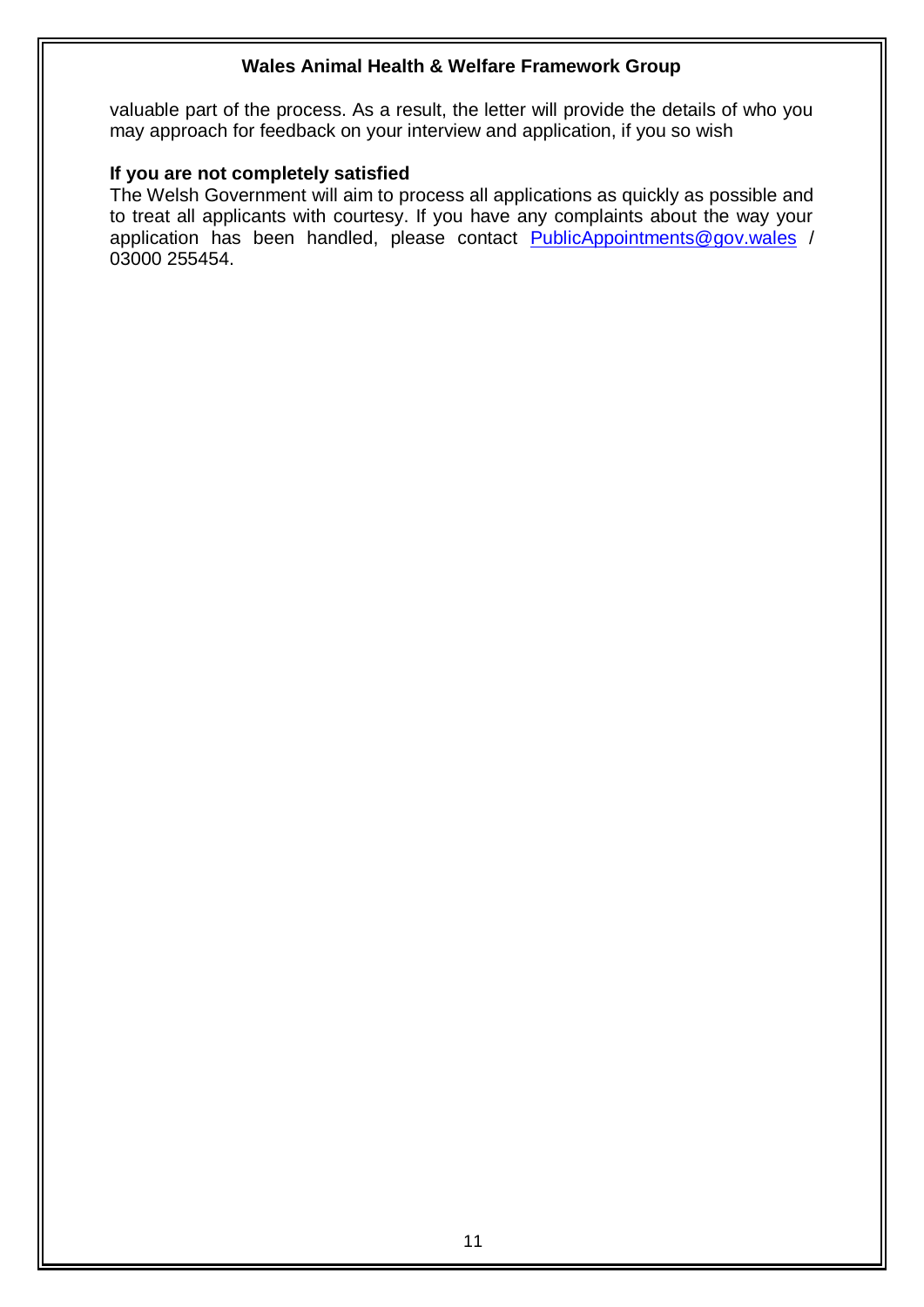valuable part of the process. As a result, the letter will provide the details of who you may approach for feedback on your interview and application, if you so wish

**If you are not completely satisfied**

The Welsh Government will aim to process all applications as quickly as possible and to treat all applicants with courtesy. If you have any complaints about the way your application has been handled, please contact PublicAppointments@gov.wales / 03000 255454.